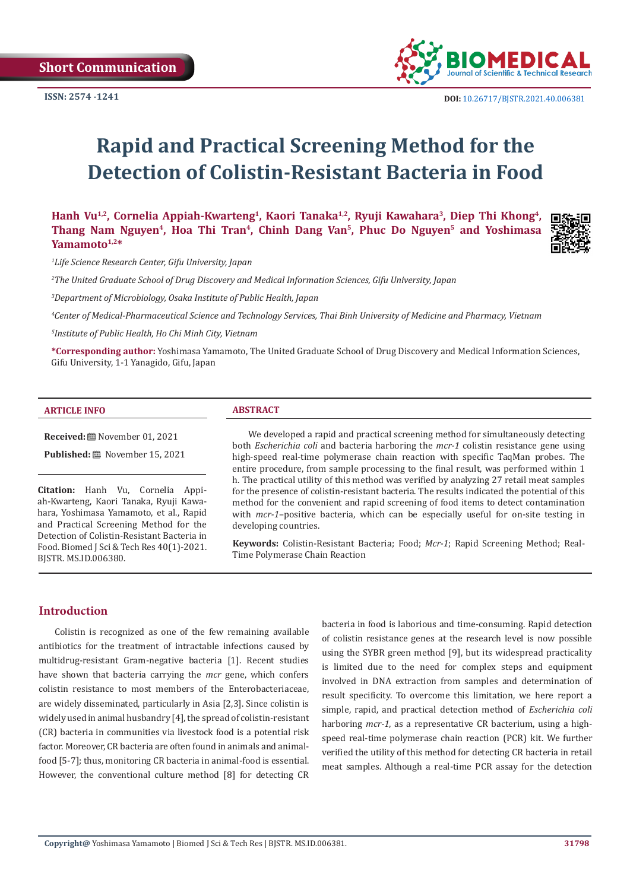Short Communication

ISSN: 2574 -1241

DOI: 10.26717/BJSTR.2021.40.006381

# Rapid and Practical Screening Method for the Detection of Colistin-Resistant Bacteria in Food

**Hanh Vu[1,2], Cornelia Appiah-Kwarteng[1], Kaori Tanaka[1,2], Ryuji Kawahara[3], Diep Thi Khong[4], Thang Nam Nguyen[4], Hoa Thi Tran[4], Chinh Dang Van[5], Phuc Do Nguyen[5] and Yoshimasa Yamamoto[1,2]***

[1]*Life Science Research Center, Gifu University, Japan*

[2]*The United Graduate School of Drug Discovery and Medical Information Sciences, Gifu University, Japan*

[3]*Department of Microbiology, Osaka Institute of Public Health, Japan*

[4]*Center of Medical-Pharmaceutical Science and Technology Services, Thai Binh University of Medicine and Pharmacy, Vietnam*

[5]*Institute of Public Health, Ho Chi Minh City, Vietnam*

***Corresponding author:** Yoshimasa Yamamoto, The United Graduate School of Drug Discovery and Medical Information Sciences, Gifu University, 1-1 Yanagido, Gifu, Japan

## ARTICLE INFO

**Received:** November 01, 2021

**Published:** November 15, 2021

**Citation:** Hanh Vu, Cornelia Appiah-Kwarteng, Kaori Tanaka, Ryuji Kawahara, Yoshimasa Yamamoto, et al., Rapid and Practical Screening Method for the Detection of Colistin-Resistant Bacteria in Food. Biomed J Sci & Tech Res 40(1)-2021. BJSTR. MS.ID.006380.

## ABSTRACT

We developed a rapid and practical screening method for simultaneously detecting both *Escherichia coli* and bacteria harboring the *mcr-1* colistin resistance gene using high-speed real-time polymerase chain reaction with specific TaqMan probes. The entire procedure, from sample processing to the final result, was performed within 1 h. The practical utility of this method was verified by analyzing 27 retail meat samples for the presence of colistin-resistant bacteria. The results indicated the potential of this method for the convenient and rapid screening of food items to detect contamination with *mcr-1*–positive bacteria, which can be especially useful for on-site testing in developing countries.

**Keywords:** Colistin-Resistant Bacteria; Food; *Mcr-1*; Rapid Screening Method; Real-Time Polymerase Chain Reaction

## Introduction

Colistin is recognized as one of the few remaining available antibiotics for the treatment of intractable infections caused by multidrug-resistant Gram-negative bacteria [1]. Recent studies have shown that bacteria carrying the *mcr* gene, which confers colistin resistance to most members of the Enterobacteriaceae, are widely disseminated, particularly in Asia [2,3]. Since colistin is widely used in animal husbandry [4], the spread of colistin-resistant (CR) bacteria in communities via livestock food is a potential risk factor. Moreover, CR bacteria are often found in animals and animal-food [5-7]; thus, monitoring CR bacteria in animal-food is essential. However, the conventional culture method [8] for detecting CR bacteria in food is laborious and time-consuming. Rapid detection of colistin resistance genes at the research level is now possible using the SYBR green method [9], but its widespread practicality is limited due to the need for complex steps and equipment involved in DNA extraction from samples and determination of result specificity. To overcome this limitation, we here report a simple, rapid, and practical detection method of *Escherichia coli* harboring *mcr-1*, as a representative CR bacterium, using a high-speed real-time polymerase chain reaction (PCR) kit. We further verified the utility of this method for detecting CR bacteria in retail meat samples. Although a real-time PCR assay for the detection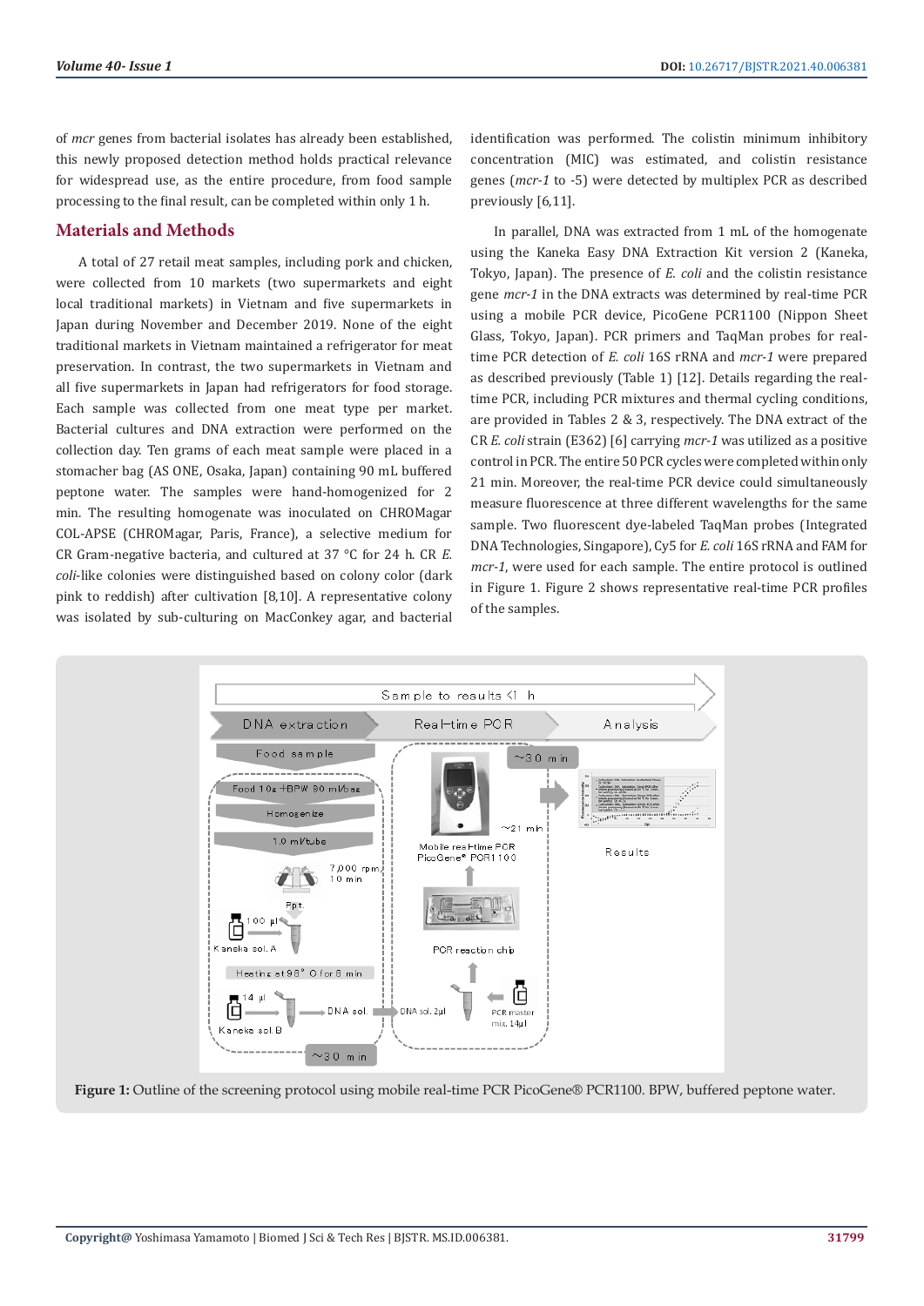of *mcr* genes from bacterial isolates has already been established, this newly proposed detection method holds practical relevance for widespread use, as the entire procedure, from food sample processing to the final result, can be completed within only 1 h.

## Materials and Methods

A total of 27 retail meat samples, including pork and chicken, were collected from 10 markets (two supermarkets and eight local traditional markets) in Vietnam and five supermarkets in Japan during November and December 2019. None of the eight traditional markets in Vietnam maintained a refrigerator for meat preservation. In contrast, the two supermarkets in Vietnam and all five supermarkets in Japan had refrigerators for food storage. Each sample was collected from one meat type per market. Bacterial cultures and DNA extraction were performed on the collection day. Ten grams of each meat sample were placed in a stomacher bag (AS ONE, Osaka, Japan) containing 90 mL buffered peptone water. The samples were hand-homogenized for 2 min. The resulting homogenate was inoculated on CHROMagar COL-APSE (CHROMagar, Paris, France), a selective medium for CR Gram-negative bacteria, and cultured at 37 °C for 24 h. CR *E. coli*-like colonies were distinguished based on colony color (dark pink to reddish) after cultivation [8,10]. A representative colony was isolated by sub-culturing on MacConkey agar, and bacterial identification was performed. The colistin minimum inhibitory concentration (MIC) was estimated, and colistin resistance genes (*mcr-1* to -5) were detected by multiplex PCR as described previously [6,11].

In parallel, DNA was extracted from 1 mL of the homogenate using the Kaneka Easy DNA Extraction Kit version 2 (Kaneka, Tokyo, Japan). The presence of *E. coli* and the colistin resistance gene *mcr-1* in the DNA extracts was determined by real-time PCR using a mobile PCR device, PicoGene PCR1100 (Nippon Sheet Glass, Tokyo, Japan). PCR primers and TaqMan probes for real-time PCR detection of *E. coli* 16S rRNA and *mcr-1* were prepared as described previously (Table 1) [12]. Details regarding the real-time PCR, including PCR mixtures and thermal cycling conditions, are provided in Tables 2 & 3, respectively. The DNA extract of the CR *E. coli* strain (E362) [6] carrying *mcr-1* was utilized as a positive control in PCR. The entire 50 PCR cycles were completed within only 21 min. Moreover, the real-time PCR device could simultaneously measure fluorescence at three different wavelengths for the same sample. Two fluorescent dye-labeled TaqMan probes (Integrated DNA Technologies, Singapore), Cy5 for *E. coli* 16S rRNA and FAM for *mcr-1*, were used for each sample. The entire protocol is outlined in Figure 1. Figure 2 shows representative real-time PCR profiles of the samples.

**Figure 1:** Outline of the screening protocol using mobile real-time PCR PicoGene® PCR1100. BPW, buffered peptone water.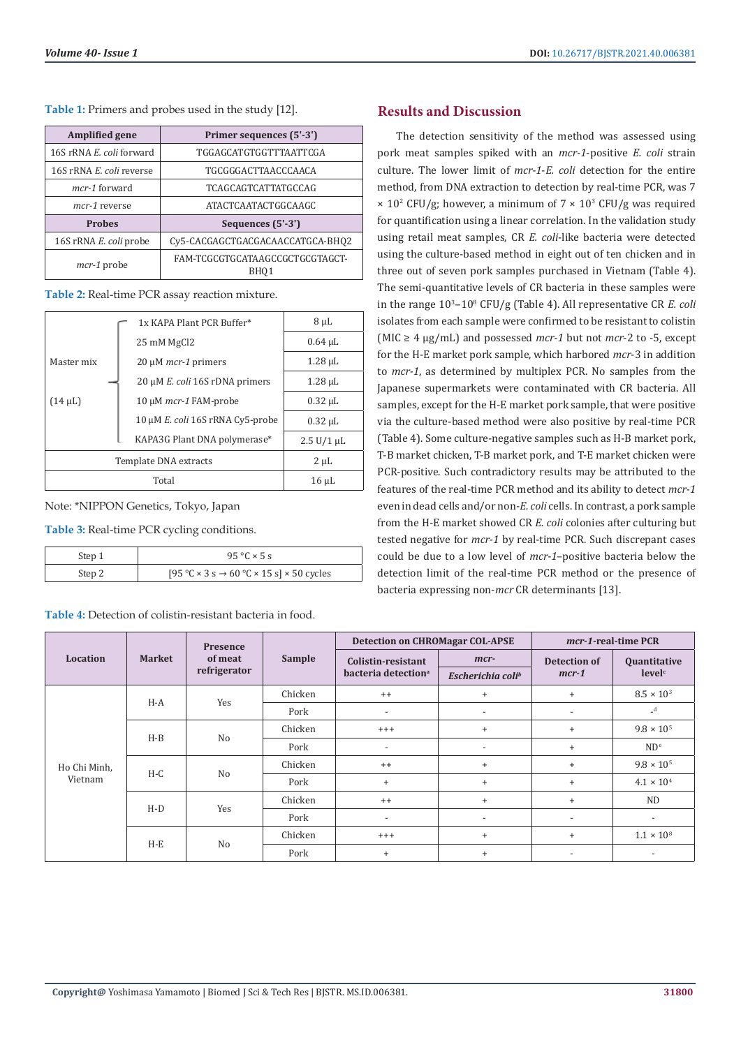**Table 1:** Primers and probes used in the study [12].

| Amplified gene | Primer sequences (5'-3') |
|---|---|
| 16S rRNA *E. coli* forward | TGGAGCATGTGGTTTAATTCGA |
| 16S rRNA *E. coli* reverse | TGCGGGACTTAACCCAACA |
| *mcr-1* forward | TCAGCAGTCATTATGCCAG |
| *mcr-1* reverse | ATACTCAATACTGGCAAGC |
| **Probes** | **Sequences (5'-3')** |
| 16S rRNA *E. coli* probe | Cy5-CACGAGCTGACGACAACCATGCA-BHQ2 |
| *mcr-1* probe | FAM-TCGCGTGCATAAGCCGCTGCGTAGCT-BHQ1 |

**Table 2:** Real-time PCR assay reaction mixture.

| | | |
|---|---|---|
| Master mix (14 µL) | 1x KAPA Plant PCR Buffer* | 8 µL |
| | 25 mM MgCl2 | 0.64 µL |
| | 20 µM *mcr-1* primers | 1.28 µL |
| | 20 µM *E. coli* 16S rDNA primers | 1.28 µL |
| | 10 µM *mcr-1* FAM-probe | 0.32 µL |
| | 10 µM *E. coli* 16S rRNA Cy5-probe | 0.32 µL |
| | KAPA3G Plant DNA polymerase* | 2.5 U/1 µL |
| Template DNA extracts | | 2 µL |
| Total | | 16 µL |

Note: *NIPPON Genetics, Tokyo, Japan

**Table 3:** Real-time PCR cycling conditions.

| | |
|---|---|
| Step 1 | 95 °C × 5 s |
| Step 2 | [95 °C × 3 s → 60 °C × 15 s] × 50 cycles |

## Results and Discussion

The detection sensitivity of the method was assessed using pork meat samples spiked with an *mcr-1*-positive *E. coli* strain culture. The lower limit of *mcr-1-E. coli* detection for the entire method, from DNA extraction to detection by real-time PCR, was $7 \times 10^2$ CFU/g; however, a minimum of $7 \times 10^3$ CFU/g was required for quantification using a linear correlation. In the validation study using retail meat samples, CR *E. coli*-like bacteria were detected using the culture-based method in eight out of ten chicken and in three out of seven pork samples purchased in Vietnam (Table 4). The semi-quantitative levels of CR bacteria in these samples were in the range $10^3$–$10^8$ CFU/g (Table 4). All representative CR *E. coli* isolates from each sample were confirmed to be resistant to colistin (MIC ≥ 4 µg/mL) and possessed *mcr-1* but not *mcr-2* to -5, except for the H-E market pork sample, which harbored *mcr-3* in addition to *mcr-1*, as determined by multiplex PCR. No samples from the Japanese supermarkets were contaminated with CR bacteria. All samples, except for the H-E market pork sample, that were positive via the culture-based method were also positive by real-time PCR (Table 4). Some culture-negative samples such as H-B market pork, T-B market chicken, T-B market pork, and T-E market chicken were PCR-positive. Such contradictory results may be attributed to the features of the real-time PCR method and its ability to detect *mcr-1* even in dead cells and/or non-*E. coli* cells. In contrast, a pork sample from the H-E market showed CR *E. coli* colonies after culturing but tested negative for *mcr-1* by real-time PCR. Such discrepant cases could be due to a low level of *mcr-1*–positive bacteria below the detection limit of the real-time PCR method or the presence of bacteria expressing non-*mcr* CR determinants [13].

**Table 4:** Detection of colistin-resistant bacteria in food.

| Location | Market | Presence of meat refrigerator | Sample | Detection on CHROMagar COL-APSE | | *mcr-1*-real-time PCR | |
|---|---|---|---|---|---|---|---|
| | | | | Colistin-resistant bacteria detection[a] | *mcr-* *Escherichia coli*[b] | Detection of *mcr-1* | Quantitative level[c] |
| Ho Chi Minh, Vietnam | H-A | Yes | Chicken | ++ | + | + | $8.5 \times 10^3$ |
| | | | Pork | - | - | - | -[d] |
| | H-B | No | Chicken | +++ | + | + | $9.8 \times 10^5$ |
| | | | Pork | - | - | + | ND[e] |
| | H-C | No | Chicken | ++ | + | + | $9.8 \times 10^5$ |
| | | | Pork | + | + | + | $4.1 \times 10^4$ |
| | H-D | Yes | Chicken | ++ | + | + | ND |
| | | | Pork | - | - | - | - |
| | H-E | No | Chicken | +++ | + | + | $1.1 \times 10^8$ |
| | | | Pork | + | + | - | - |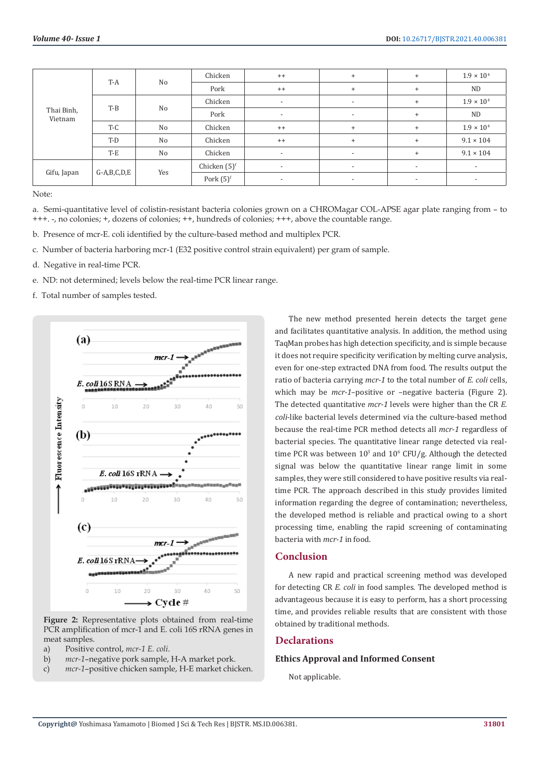| Thai Binh, Vietnam | T-A | No | Chicken | ++ | + | + | $1.9 \times 10^4$ |
|---|---|---|---|---|---|---|---|
| | | | Pork | ++ | + | + | ND |
| | T-B | No | Chicken | - | - | + | $1.9 \times 10^4$ |
| | | | Pork | - | - | + | ND |
| | T-C | No | Chicken | ++ | + | + | $1.9 \times 10^4$ |
| | T-D | No | Chicken | ++ | + | + | 9.1 × 104 |
| | T-E | No | Chicken | - | - | + | 9.1 × 104 |
| Gifu, Japan | G-A,B,C,D,E | Yes | Chicken (5)[f] | - | - | - | - |
| | | | Pork (5)[f] | - | - | - | - |

Note:

a. Semi-quantitative level of colistin-resistant bacteria colonies grown on a CHROMagar COL-APSE agar plate ranging from – to +++. -, no colonies; +, dozens of colonies; ++, hundreds of colonies; +++, above the countable range.

b. Presence of mcr-E. coli identified by the culture-based method and multiplex PCR.

c. Number of bacteria harboring mcr-1 (E32 positive control strain equivalent) per gram of sample.

d. Negative in real-time PCR.

e. ND: not determined; levels below the real-time PCR linear range.

f. Total number of samples tested.

**Figure 2:** Representative plots obtained from real-time PCR amplification of mcr-1 and E. coli 16S rRNA genes in meat samples.

a) Positive control, *mcr-1 E. coli*.

b) *mcr-1*–negative pork sample, H-A market pork.

c) *mcr-1*–positive chicken sample, H-E market chicken.

The new method presented herein detects the target gene and facilitates quantitative analysis. In addition, the method using TaqMan probes has high detection specificity, and is simple because it does not require specificity verification by melting curve analysis, even for one-step extracted DNA from food. The results output the ratio of bacteria carrying *mcr-1* to the total number of *E. coli* cells, which may be *mcr-1*–positive or –negative bacteria (Figure 2). The detected quantitative *mcr-1* levels were higher than the CR *E. coli*-like bacterial levels determined via the culture-based method because the real-time PCR method detects all *mcr-1* regardless of bacterial species. The quantitative linear range detected via real-time PCR was between $10^3$ and $10^6$ CFU/g. Although the detected signal was below the quantitative linear range limit in some samples, they were still considered to have positive results via real-time PCR. The approach described in this study provides limited information regarding the degree of contamination; nevertheless, the developed method is reliable and practical owing to a short processing time, enabling the rapid screening of contaminating bacteria with *mcr-1* in food.

## Conclusion

A new rapid and practical screening method was developed for detecting CR *E. coli* in food samples. The developed method is advantageous because it is easy to perform, has a short processing time, and provides reliable results that are consistent with those obtained by traditional methods.

## Declarations

### Ethics Approval and Informed Consent

Not applicable.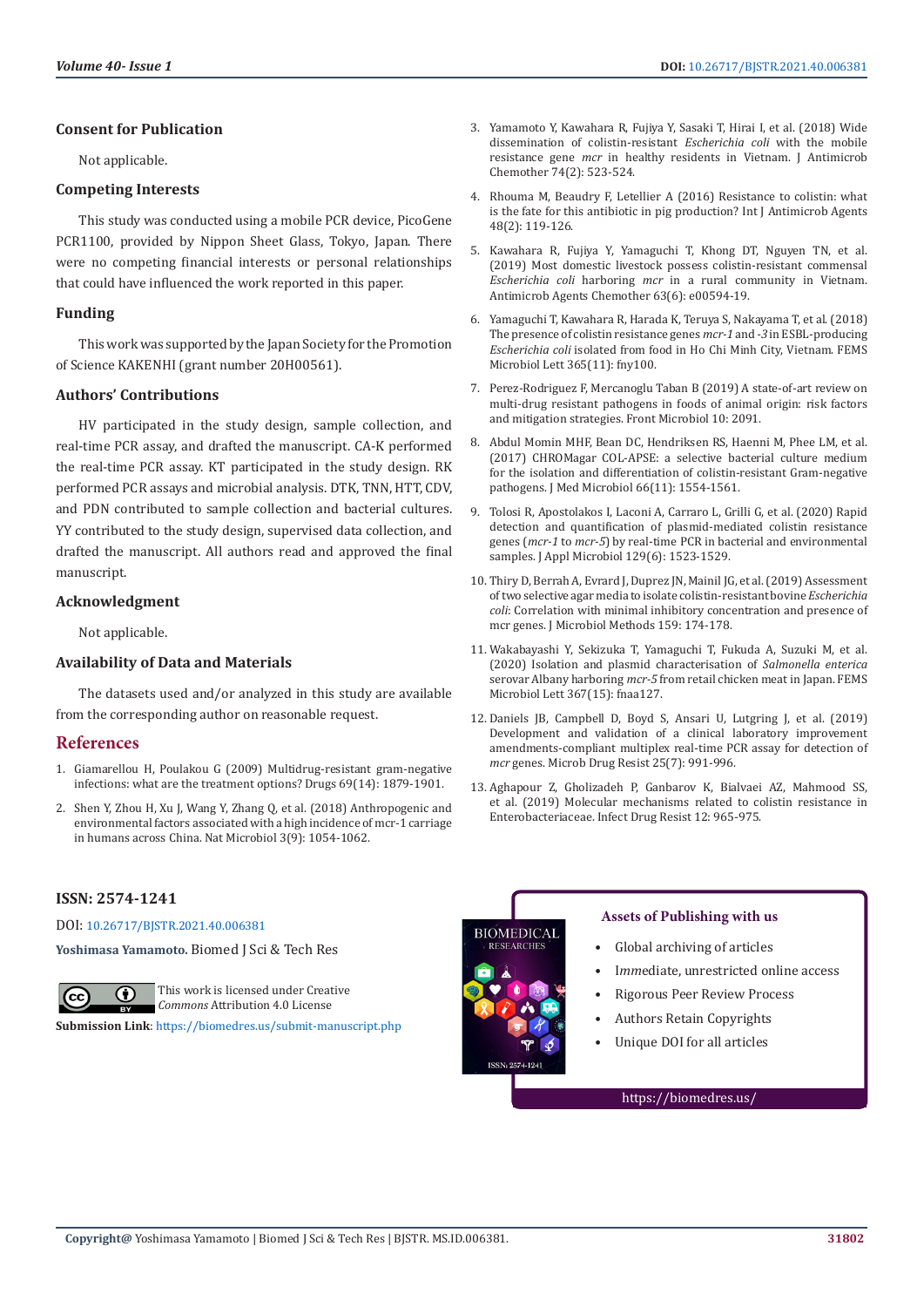## Consent for Publication

Not applicable.

## Competing Interests

This study was conducted using a mobile PCR device, PicoGene PCR1100, provided by Nippon Sheet Glass, Tokyo, Japan. There were no competing financial interests or personal relationships that could have influenced the work reported in this paper.

## Funding

This work was supported by the Japan Society for the Promotion of Science KAKENHI (grant number 20H00561).

## Authors' Contributions

HV participated in the study design, sample collection, and real-time PCR assay, and drafted the manuscript. CA-K performed the real-time PCR assay. KT participated in the study design. RK performed PCR assays and microbial analysis. DTK, TNN, HTT, CDV, and PDN contributed to sample collection and bacterial cultures. YY contributed to the study design, supervised data collection, and drafted the manuscript. All authors read and approved the final manuscript.

## Acknowledgment

Not applicable.

## Availability of Data and Materials

The datasets used and/or analyzed in this study are available from the corresponding author on reasonable request.

## References

1. Giamarellou H, Poulakou G (2009) Multidrug-resistant gram-negative infections: what are the treatment options? Drugs 69(14): 1879-1901.
2. Shen Y, Zhou H, Xu J, Wang Y, Zhang Q, et al. (2018) Anthropogenic and environmental factors associated with a high incidence of mcr-1 carriage in humans across China. Nat Microbiol 3(9): 1054-1062.
3. Yamamoto Y, Kawahara R, Fujiya Y, Sasaki T, Hirai I, et al. (2018) Wide dissemination of colistin-resistant *Escherichia coli* with the mobile resistance gene *mcr* in healthy residents in Vietnam. J Antimicrob Chemother 74(2): 523-524.
4. Rhouma M, Beaudry F, Letellier A (2016) Resistance to colistin: what is the fate for this antibiotic in pig production? Int J Antimicrob Agents 48(2): 119-126.
5. Kawahara R, Fujiya Y, Yamaguchi T, Khong DT, Nguyen TN, et al. (2019) Most domestic livestock possess colistin-resistant commensal *Escherichia coli* harboring *mcr* in a rural community in Vietnam. Antimicrob Agents Chemother 63(6): e00594-19.
6. Yamaguchi T, Kawahara R, Harada K, Teruya S, Nakayama T, et al. (2018) The presence of colistin resistance genes *mcr-1* and *-3* in ESBL-producing *Escherichia coli* isolated from food in Ho Chi Minh City, Vietnam. FEMS Microbiol Lett 365(11): fny100.
7. Perez-Rodriguez F, Mercanoglu Taban B (2019) A state-of-art review on multi-drug resistant pathogens in foods of animal origin: risk factors and mitigation strategies. Front Microbiol 10: 2091.
8. Abdul Momin MHF, Bean DC, Hendriksen RS, Haenni M, Phee LM, et al. (2017) CHROMagar COL-APSE: a selective bacterial culture medium for the isolation and differentiation of colistin-resistant Gram-negative pathogens. J Med Microbiol 66(11): 1554-1561.
9. Tolosi R, Apostolakos I, Laconi A, Carraro L, Grilli G, et al. (2020) Rapid detection and quantification of plasmid-mediated colistin resistance genes (*mcr-1* to *mcr-5*) by real-time PCR in bacterial and environmental samples. J Appl Microbiol 129(6): 1523-1529.
10. Thiry D, Berrah A, Evrard J, Duprez JN, Mainil JG, et al. (2019) Assessment of two selective agar media to isolate colistin-resistant bovine *Escherichia coli*: Correlation with minimal inhibitory concentration and presence of mcr genes. J Microbiol Methods 159: 174-178.
11. Wakabayashi Y, Sekizuka T, Yamaguchi T, Fukuda A, Suzuki M, et al. (2020) Isolation and plasmid characterisation of *Salmonella enterica* serovar Albany harboring *mcr-5* from retail chicken meat in Japan. FEMS Microbiol Lett 367(15): fnaa127.
12. Daniels JB, Campbell D, Boyd S, Ansari U, Lutgring J, et al. (2019) Development and validation of a clinical laboratory improvement amendments-compliant multiplex real-time PCR assay for detection of *mcr* genes. Microb Drug Resist 25(7): 991-996.
13. Aghapour Z, Gholizadeh P, Ganbarov K, Bialvaei AZ, Mahmood SS, et al. (2019) Molecular mechanisms related to colistin resistance in Enterobacteriaceae. Infect Drug Resist 12: 965-975.

**ISSN: 2574-1241**

DOI: 10.26717/BJSTR.2021.40.006381

**Yoshimasa Yamamoto.** Biomed J Sci & Tech Res

This work is licensed under Creative *Commons* Attribution 4.0 License

**Submission Link**: https://biomedres.us/submit-manuscript.php

**Assets of Publishing with us**

- Global archiving of articles
- Immediate, unrestricted online access
- Rigorous Peer Review Process
- Authors Retain Copyrights
- Unique DOI for all articles

https://biomedres.us/